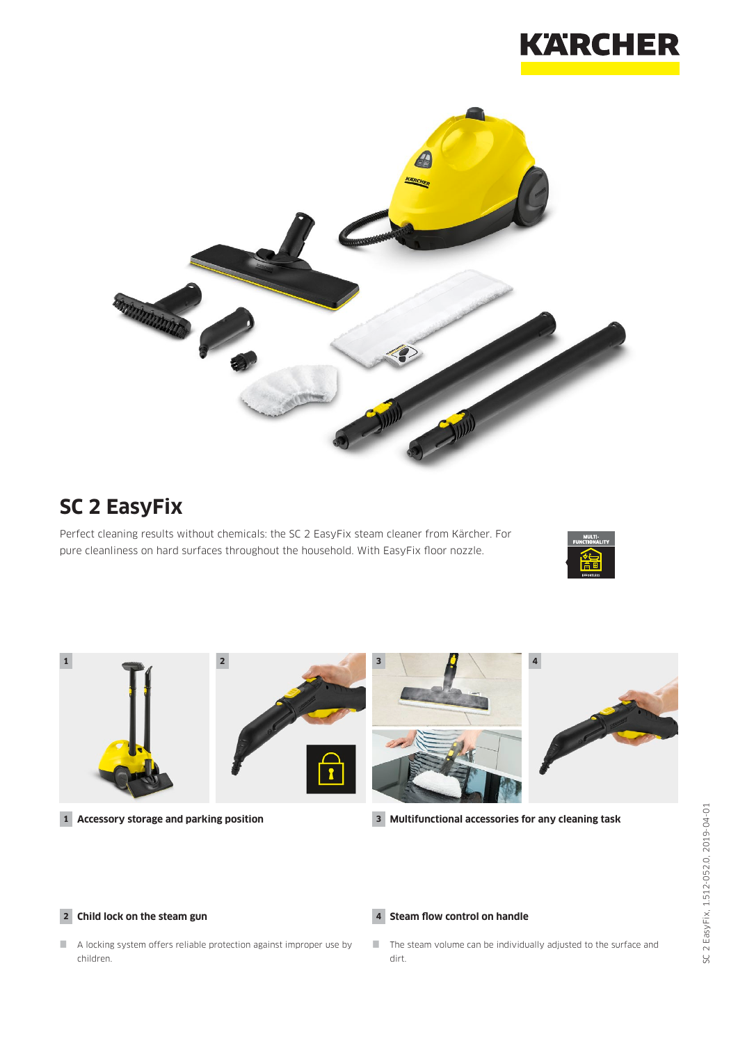# SC 2 EasyFix

Perfect cleaning results without chemicals: the SC 2 EasyFix steam cleaner from Kärcher. For pure cleanliness on hard surfaces throughout the household. With EasyFix floor nozzle.

**1 Accessory storage and parking position**

**3 Multifunctional accessories for any cleaning task**

**2 Child lock on the steam gun**

- A locking system offers reliable protection against improper use by children.

**4 Steam flow control on handle**

- The steam volume can be individually adjusted to the surface and dirt.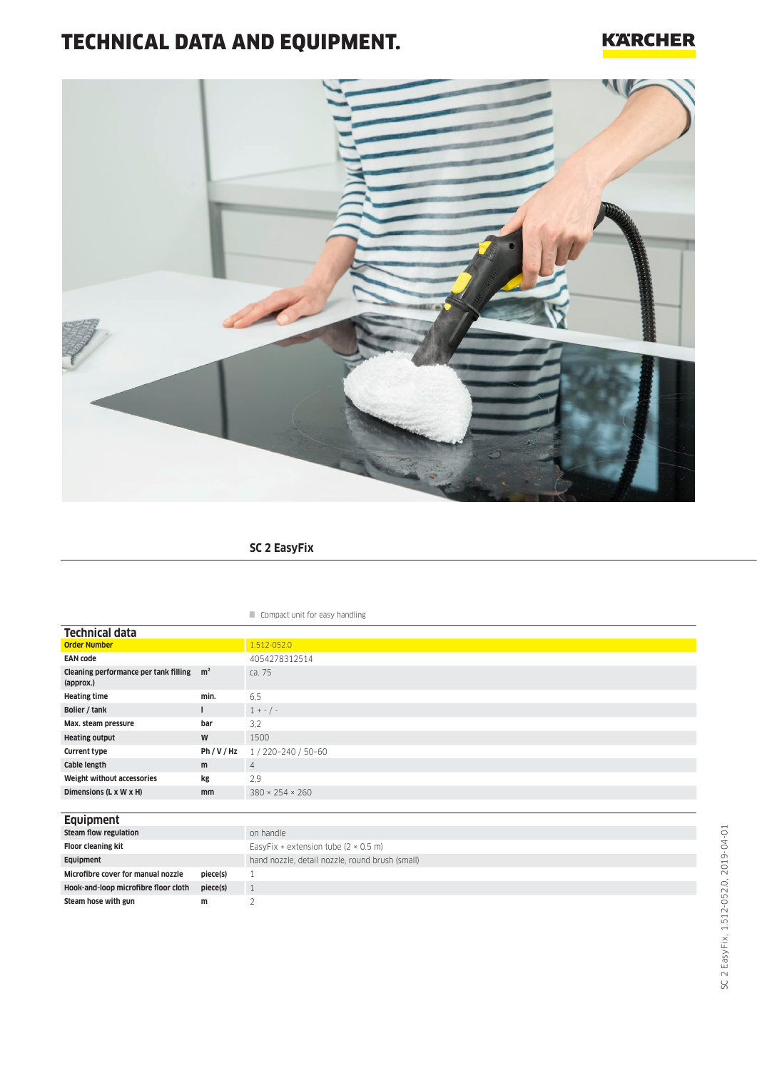# TECHNICAL DATA AND EQUIPMENT.

## SC 2 EasyFix

- Compact unit for easy handling

### Technical data

| | | |
|---|---|---|
| **Order Number** | | 1.512-052.0 |
| **EAN code** | | 4054278312514 |
| **Cleaning performance per tank filling (approx.)** | m² | ca. 75 |
| **Heating time** | min. | 6,5 |
| **Bolier / tank** | l | 1 + - / - |
| **Max. steam pressure** | bar | 3,2 |
| **Heating output** | W | 1500 |
| **Current type** | Ph / V / Hz | 1 / 220–240 / 50–60 |
| **Cable length** | m | 4 |
| **Weight without accessories** | kg | 2,9 |
| **Dimensions (L x W x H)** | mm | 380 × 254 × 260 |

### Equipment

| | | |
|---|---|---|
| **Steam flow regulation** | | on handle |
| **Floor cleaning kit** | | EasyFix + extension tube (2 × 0.5 m) |
| **Equipment** | | hand nozzle, detail nozzle, round brush (small) |
| **Microfibre cover for manual nozzle** | piece(s) | 1 |
| **Hook-and-loop microfibre floor cloth** | piece(s) | 1 |
| **Steam hose with gun** | m | 2 |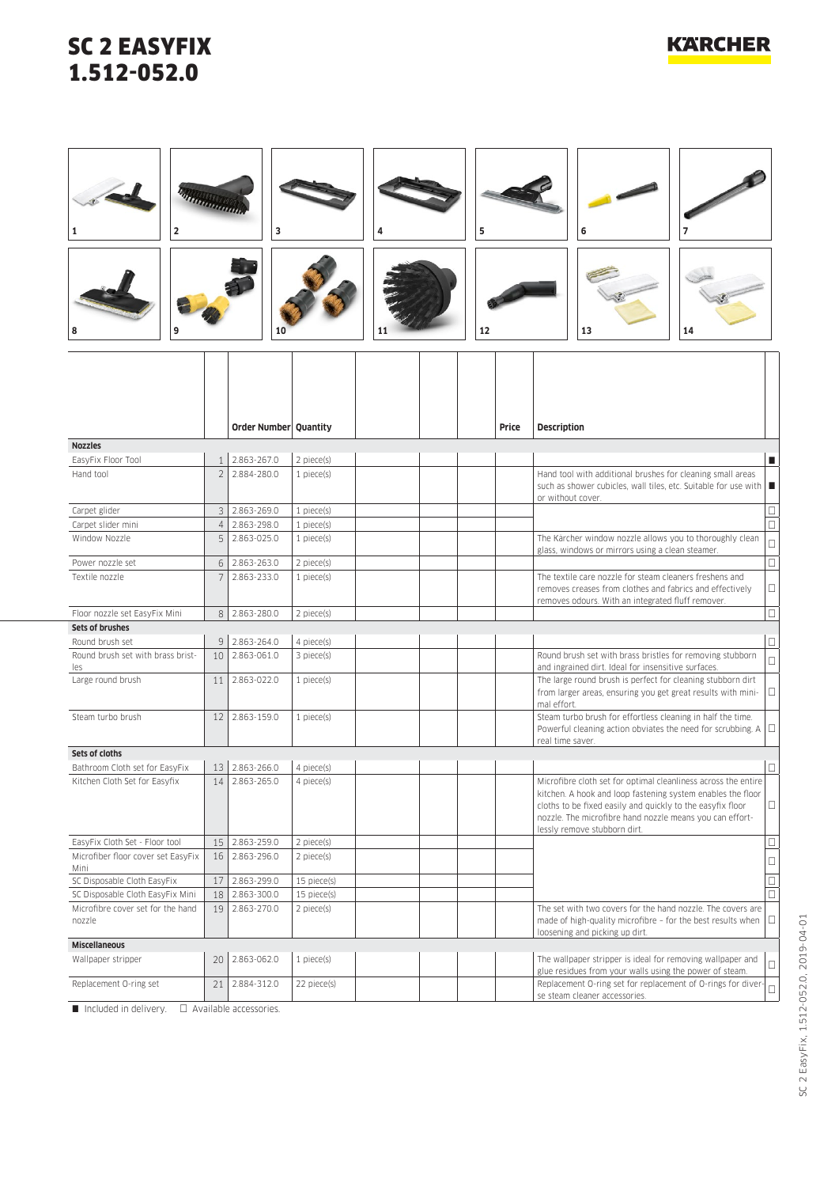# SC 2 EASYFIX
# 1.512-052.0

KÄRCHER

1 2 3 4 5 6 7

8 9 10 11 12 13 14

| | | Order Number | Quantity | | | | Price | Description | |
|---|---|---|---|---|---|---|---|---|---|
| **Nozzles** | | | | | | | | | |
| EasyFix Floor Tool | 1 | 2.863-267.0 | 2 piece(s) | | | | | | ■ |
| Hand tool | 2 | 2.884-280.0 | 1 piece(s) | | | | | Hand tool with additional brushes for cleaning small areas such as shower cubicles, wall tiles, etc. Suitable for use with or without cover. | ■ |
| Carpet glider | 3 | 2.863-269.0 | 1 piece(s) | | | | | | □ |
| Carpet slider mini | 4 | 2.863-298.0 | 1 piece(s) | | | | | | □ |
| Window Nozzle | 5 | 2.863-025.0 | 1 piece(s) | | | | | The Kärcher window nozzle allows you to thoroughly clean glass, windows or mirrors using a clean steamer. | □ |
| Power nozzle set | 6 | 2.863-263.0 | 2 piece(s) | | | | | | □ |
| Textile nozzle | 7 | 2.863-233.0 | 1 piece(s) | | | | | The textile care nozzle for steam cleaners freshens and removes creases from clothes and fabrics and effectively removes odours. With an integrated fluff remover. | □ |
| Floor nozzle set EasyFix Mini | 8 | 2.863-280.0 | 2 piece(s) | | | | | | □ |
| **Sets of brushes** | | | | | | | | | |
| Round brush set | 9 | 2.863-264.0 | 4 piece(s) | | | | | | □ |
| Round brush set with brass bristles | 10 | 2.863-061.0 | 3 piece(s) | | | | | Round brush set with brass bristles for removing stubborn and ingrained dirt. Ideal for insensitive surfaces. | □ |
| Large round brush | 11 | 2.863-022.0 | 1 piece(s) | | | | | The large round brush is perfect for cleaning stubborn dirt from larger areas, ensuring you get great results with minimal effort. | □ |
| Steam turbo brush | 12 | 2.863-159.0 | 1 piece(s) | | | | | Steam turbo brush for effortless cleaning in half the time. Powerful cleaning action obviates the need for scrubbing. A real time saver. | □ |
| **Sets of cloths** | | | | | | | | | |
| Bathroom Cloth set for EasyFix | 13 | 2.863-266.0 | 4 piece(s) | | | | | | □ |
| Kitchen Cloth Set for Easyfix | 14 | 2.863-265.0 | 4 piece(s) | | | | | Microfibre cloth set for optimal cleanliness across the entire kitchen. A hook and loop fastening system enables the floor cloths to be fixed easily and quickly to the easyfix floor nozzle. The microfibre hand nozzle means you can effortlessly remove stubborn dirt. | □ |
| EasyFix Cloth Set - Floor tool | 15 | 2.863-259.0 | 2 piece(s) | | | | | | □ |
| Microfiber floor cover set EasyFix Mini | 16 | 2.863-296.0 | 2 piece(s) | | | | | | □ |
| SC Disposable Cloth EasyFix | 17 | 2.863-299.0 | 15 piece(s) | | | | | | □ |
| SC Disposable Cloth EasyFix Mini | 18 | 2.863-300.0 | 15 piece(s) | | | | | | □ |
| Microfibre cover set for the hand nozzle | 19 | 2.863-270.0 | 2 piece(s) | | | | | The set with two covers for the hand nozzle. The covers are made of high-quality microfibre – for the best results when loosening and picking up dirt. | □ |
| **Miscellaneous** | | | | | | | | | |
| Wallpaper stripper | 20 | 2.863-062.0 | 1 piece(s) | | | | | The wallpaper stripper is ideal for removing wallpaper and glue residues from your walls using the power of steam. | □ |
| Replacement O-ring set | 21 | 2.884-312.0 | 22 piece(s) | | | | | Replacement O-ring set for replacement of O-rings for diverse steam cleaner accessories. | □ |

■ Included in delivery. □ Available accessories.

SC 2 EasyFix, 1.512-052.0, 2019-04-01